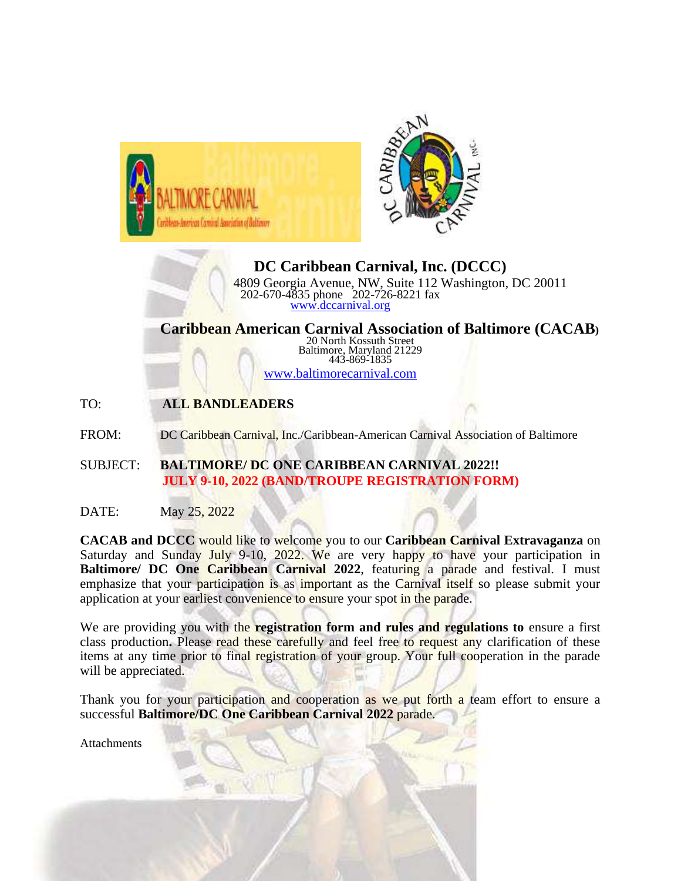**DC Caribbean Carnival, Inc. (DCCC)**

4809 Georgia Avenue, NW, Suite 112 Washington, DC 20011
202-670-4835 phone 202-726-8221 fax
www.dccarnival.org

**Caribbean American Carnival Association of Baltimore (CACAB)**

20 North Kossuth Street
Baltimore, Maryland 21229
443-869-1835

www.baltimorecarnival.com

TO: **ALL BANDLEADERS**

FROM: DC Caribbean Carnival, Inc./Caribbean-American Carnival Association of Baltimore

SUBJECT: **BALTIMORE/ DC ONE CARIBBEAN CARNIVAL 2022!!**
**JULY 9-10, 2022 (BAND/TROUPE REGISTRATION FORM)**

DATE: May 25, 2022

**CACAB and DCCC** would like to welcome you to our **Caribbean Carnival Extravaganza** on Saturday and Sunday July 9-10, 2022. We are very happy to have your participation in **Baltimore/ DC One Caribbean Carnival 2022**, featuring a parade and festival. I must emphasize that your participation is as important as the Carnival itself so please submit your application at your earliest convenience to ensure your spot in the parade.

We are providing you with the **registration form and rules and regulations to** ensure a first class production**.** Please read these carefully and feel free to request any clarification of these items at any time prior to final registration of your group. Your full cooperation in the parade will be appreciated.

Thank you for your participation and cooperation as we put forth a team effort to ensure a successful **Baltimore/DC One Caribbean Carnival 2022** parade.

Attachments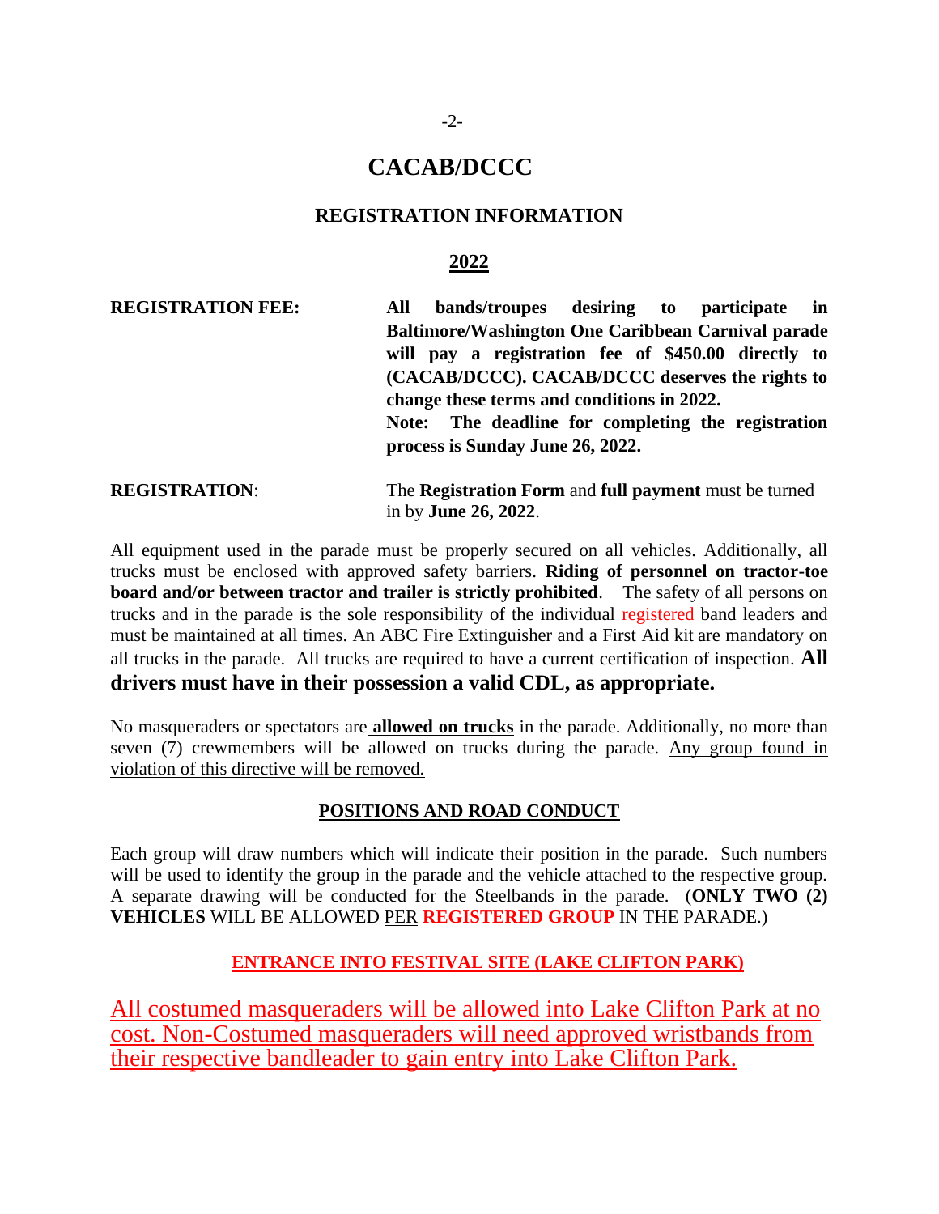# CACAB/DCCC

## REGISTRATION INFORMATION

## 2022

| | |
|---|---|
| **REGISTRATION FEE:** | **All bands/troupes desiring to participate in Baltimore/Washington One Caribbean Carnival parade will pay a registration fee of $450.00 directly to (CACAB/DCCC). CACAB/DCCC deserves the rights to change these terms and conditions in 2022.** **Note: The deadline for completing the registration process is Sunday June 26, 2022.** |
| **REGISTRATION**: | The **Registration Form** and **full payment** must be turned in by **June 26, 2022**. |

All equipment used in the parade must be properly secured on all vehicles. Additionally, all trucks must be enclosed with approved safety barriers. **Riding of personnel on tractor-toe board and/or between tractor and trailer is strictly prohibited**. The safety of all persons on trucks and in the parade is the sole responsibility of the individual registered band leaders and must be maintained at all times. An ABC Fire Extinguisher and a First Aid kit are mandatory on all trucks in the parade. All trucks are required to have a current certification of inspection. **All drivers must have in their possession a valid CDL, as appropriate.**

No masqueraders or spectators are **allowed on trucks** in the parade. Additionally, no more than seven (7) crewmembers will be allowed on trucks during the parade. Any group found in violation of this directive will be removed.

### POSITIONS AND ROAD CONDUCT

Each group will draw numbers which will indicate their position in the parade. Such numbers will be used to identify the group in the parade and the vehicle attached to the respective group. A separate drawing will be conducted for the Steelbands in the parade. (**ONLY TWO (2) VEHICLES** WILL BE ALLOWED PER **REGISTERED GROUP** IN THE PARADE.)

### ENTRANCE INTO FESTIVAL SITE (LAKE CLIFTON PARK)

All costumed masqueraders will be allowed into Lake Clifton Park at no cost. Non-Costumed masqueraders will need approved wristbands from their respective bandleader to gain entry into Lake Clifton Park.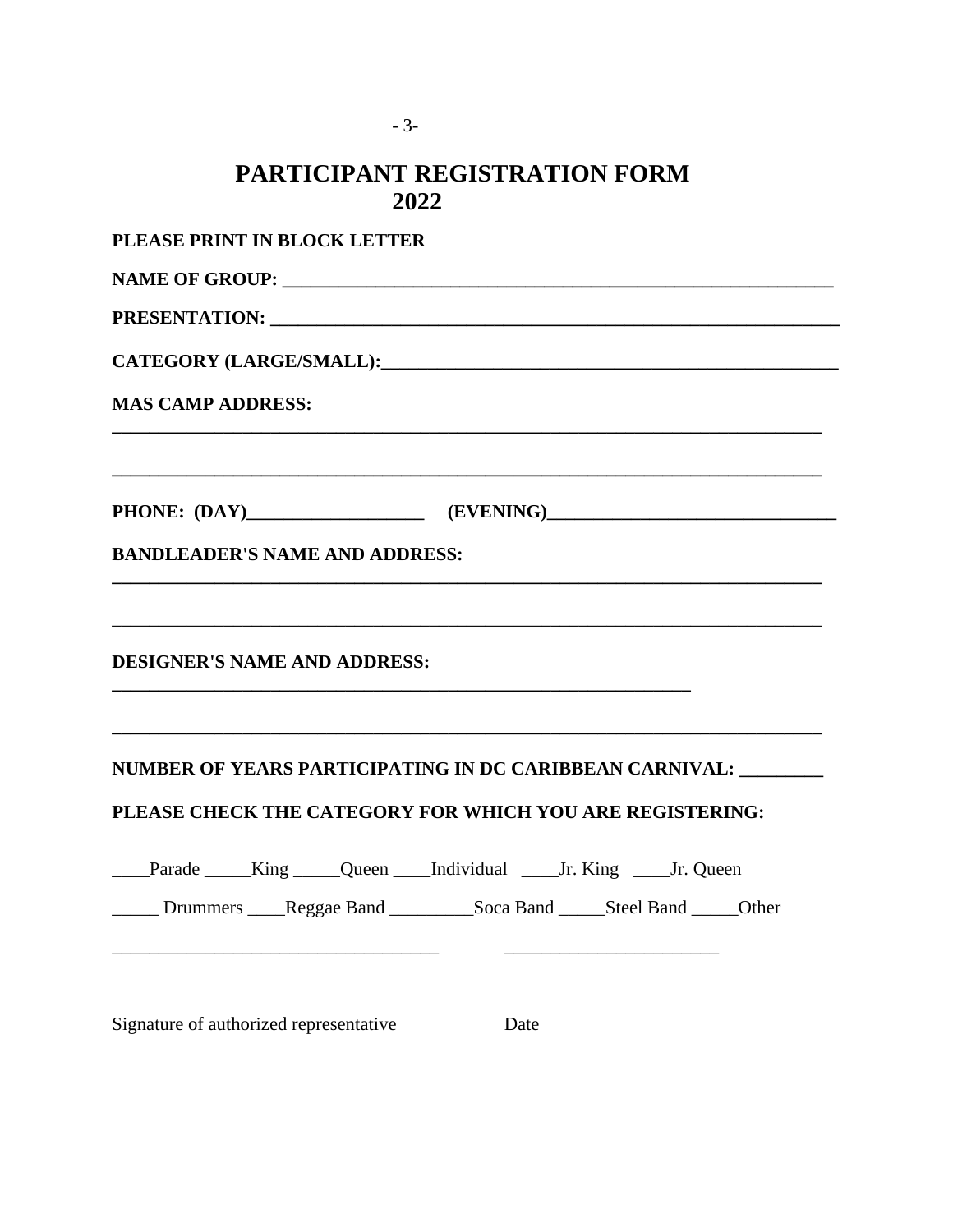# PARTICIPANT REGISTRATION FORM 2022

**PLEASE PRINT IN BLOCK LETTER**

**NAME OF GROUP:** ____________________________________________________________

**PRESENTATION:** ______________________________________________________________

**CATEGORY (LARGE/SMALL):**_____________________________________________

**MAS CAMP ADDRESS:**

______________________________________________________________________________

______________________________________________________________________________

**PHONE: (DAY)**___________________ **(EVENING)**_______________________________

**BANDLEADER'S NAME AND ADDRESS:**

______________________________________________________________________________

______________________________________________________________________________

**DESIGNER'S NAME AND ADDRESS:**

_______________________________________________________________

______________________________________________________________________________

**NUMBER OF YEARS PARTICIPATING IN DC CARIBBEAN CARNIVAL:** _________

**PLEASE CHECK THE CATEGORY FOR WHICH YOU ARE REGISTERING:**

____Parade _____King _____Queen ____Individual ____Jr. King ____Jr. Queen

_____ Drummers ____Reggae Band _________Soca Band _____Steel Band _____Other

___________________________________ ______________________

Signature of authorized representative Date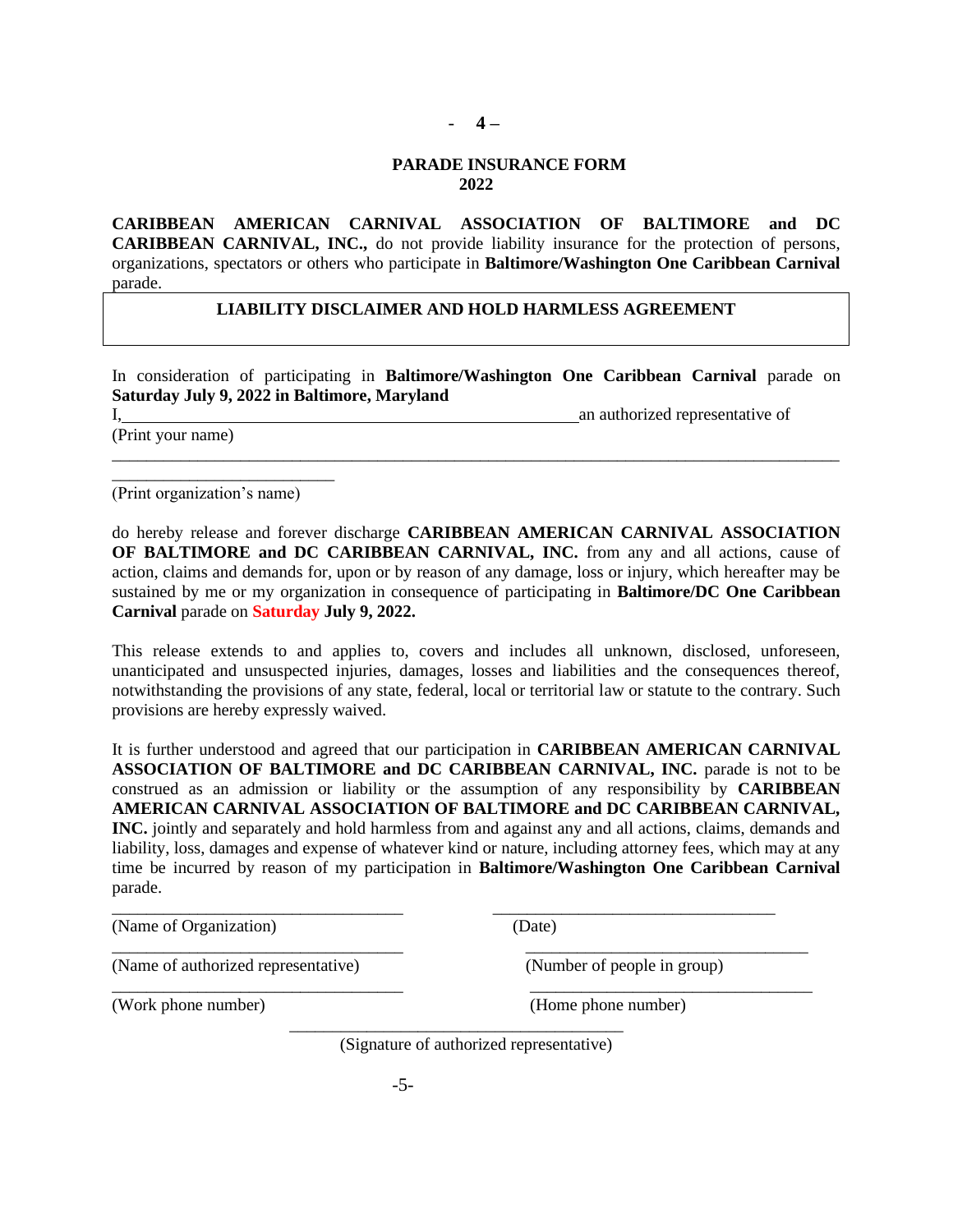## PARADE INSURANCE FORM
## 2022

**CARIBBEAN AMERICAN CARNIVAL ASSOCIATION OF BALTIMORE and DC CARIBBEAN CARNIVAL, INC.,** do not provide liability insurance for the protection of persons, organizations, spectators or others who participate in **Baltimore/Washington One Caribbean Carnival** parade.

### LIABILITY DISCLAIMER AND HOLD HARMLESS AGREEMENT

In consideration of participating in **Baltimore/Washington One Caribbean Carnival** parade on **Saturday July 9, 2022 in Baltimore, Maryland**

I,_______________________________________________________an authorized representative of
(Print your name)

________________________________________________________________________________________

__________________________
(Print organization's name)

do hereby release and forever discharge **CARIBBEAN AMERICAN CARNIVAL ASSOCIATION OF BALTIMORE and DC CARIBBEAN CARNIVAL, INC.** from any and all actions, cause of action, claims and demands for, upon or by reason of any damage, loss or injury, which hereafter may be sustained by me or my organization in consequence of participating in **Baltimore/DC One Caribbean Carnival** parade on **Saturday July 9, 2022.**

This release extends to and applies to, covers and includes all unknown, disclosed, unforeseen, unanticipated and unsuspected injuries, damages, losses and liabilities and the consequences thereof, notwithstanding the provisions of any state, federal, local or territorial law or statute to the contrary. Such provisions are hereby expressly waived.

It is further understood and agreed that our participation in **CARIBBEAN AMERICAN CARNIVAL ASSOCIATION OF BALTIMORE and DC CARIBBEAN CARNIVAL, INC.** parade is not to be construed as an admission or liability or the assumption of any responsibility by **CARIBBEAN AMERICAN CARNIVAL ASSOCIATION OF BALTIMORE and DC CARIBBEAN CARNIVAL, INC.** jointly and separately and hold harmless from and against any and all actions, claims, demands and liability, loss, damages and expense of whatever kind or nature, including attorney fees, which may at any time be incurred by reason of my participation in **Baltimore/Washington One Caribbean Carnival** parade.

__________________________________ __________________________________
(Name of Organization) (Date)

__________________________________ __________________________________
(Name of authorized representative) (Number of people in group)

__________________________________ __________________________________
(Work phone number) (Home phone number)

______________________________________
(Signature of authorized representative)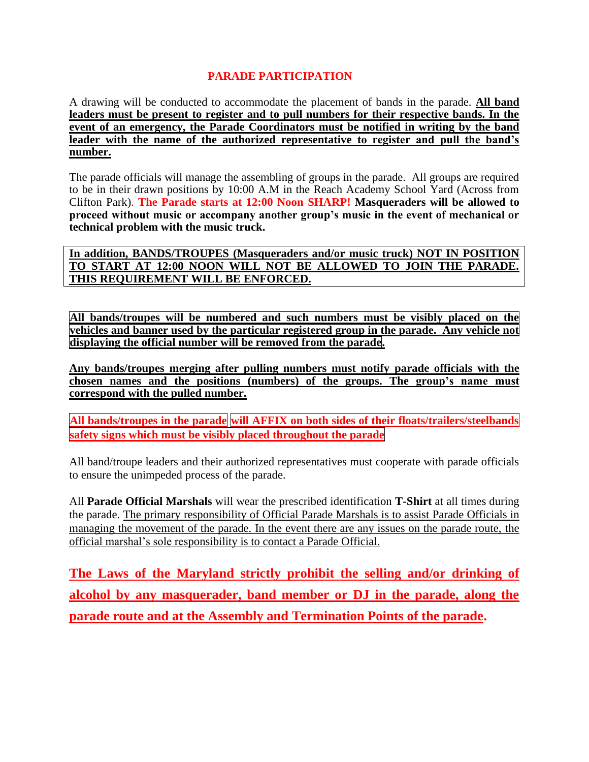## PARADE PARTICIPATION

A drawing will be conducted to accommodate the placement of bands in the parade. **All band leaders must be present to register and to pull numbers for their respective bands. In the event of an emergency, the Parade Coordinators must be notified in writing by the band leader with the name of the authorized representative to register and pull the band's number.**

The parade officials will manage the assembling of groups in the parade. All groups are required to be in their drawn positions by 10:00 A.M in the Reach Academy School Yard (Across from Clifton Park). **The Parade starts at 12:00 Noon SHARP! Masqueraders will be allowed to proceed without music or accompany another group's music in the event of mechanical or technical problem with the music truck.**

**In addition, BANDS/TROUPES (Masqueraders and/or music truck) NOT IN POSITION TO START AT 12:00 NOON WILL NOT BE ALLOWED TO JOIN THE PARADE. THIS REQUIREMENT WILL BE ENFORCED.**

**All bands/troupes will be numbered and such numbers must be visibly placed on the vehicles and banner used by the particular registered group in the parade. Any vehicle not displaying the official number will be removed from the parade.**

**Any bands/troupes merging after pulling numbers must notify parade officials with the chosen names and the positions (numbers) of the groups. The group's name must correspond with the pulled number.**

**All bands/troupes in the parade will AFFIX on both sides of their floats/trailers/steelbands safety signs which must be visibly placed throughout the parade**

All band/troupe leaders and their authorized representatives must cooperate with parade officials to ensure the unimpeded process of the parade.

All **Parade Official Marshals** will wear the prescribed identification **T-Shirt** at all times during the parade. The primary responsibility of Official Parade Marshals is to assist Parade Officials in managing the movement of the parade. In the event there are any issues on the parade route, the official marshal's sole responsibility is to contact a Parade Official.

**The Laws of the Maryland strictly prohibit the selling and/or drinking of alcohol by any masquerader, band member or DJ in the parade, along the parade route and at the Assembly and Termination Points of the parade.**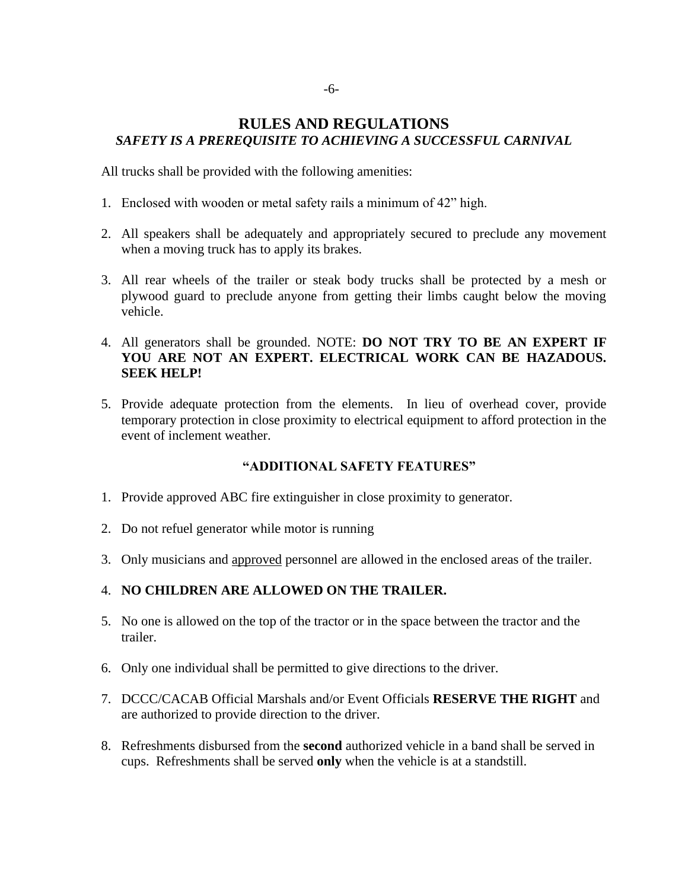# RULES AND REGULATIONS

***SAFETY IS A PREREQUISITE TO ACHIEVING A SUCCESSFUL CARNIVAL***

All trucks shall be provided with the following amenities:

1. Enclosed with wooden or metal safety rails a minimum of 42" high.

2. All speakers shall be adequately and appropriately secured to preclude any movement when a moving truck has to apply its brakes.

3. All rear wheels of the trailer or steak body trucks shall be protected by a mesh or plywood guard to preclude anyone from getting their limbs caught below the moving vehicle.

4. All generators shall be grounded. NOTE: **DO NOT TRY TO BE AN EXPERT IF YOU ARE NOT AN EXPERT. ELECTRICAL WORK CAN BE HAZADOUS. SEEK HELP!**

5. Provide adequate protection from the elements. In lieu of overhead cover, provide temporary protection in close proximity to electrical equipment to afford protection in the event of inclement weather.

## "ADDITIONAL SAFETY FEATURES"

1. Provide approved ABC fire extinguisher in close proximity to generator.

2. Do not refuel generator while motor is running

3. Only musicians and <u>approved</u> personnel are allowed in the enclosed areas of the trailer.

4. **NO CHILDREN ARE ALLOWED ON THE TRAILER.**

5. No one is allowed on the top of the tractor or in the space between the tractor and the trailer.

6. Only one individual shall be permitted to give directions to the driver.

7. DCCC/CACAB Official Marshals and/or Event Officials **RESERVE THE RIGHT** and are authorized to provide direction to the driver.

8. Refreshments disbursed from the **second** authorized vehicle in a band shall be served in cups. Refreshments shall be served **only** when the vehicle is at a standstill.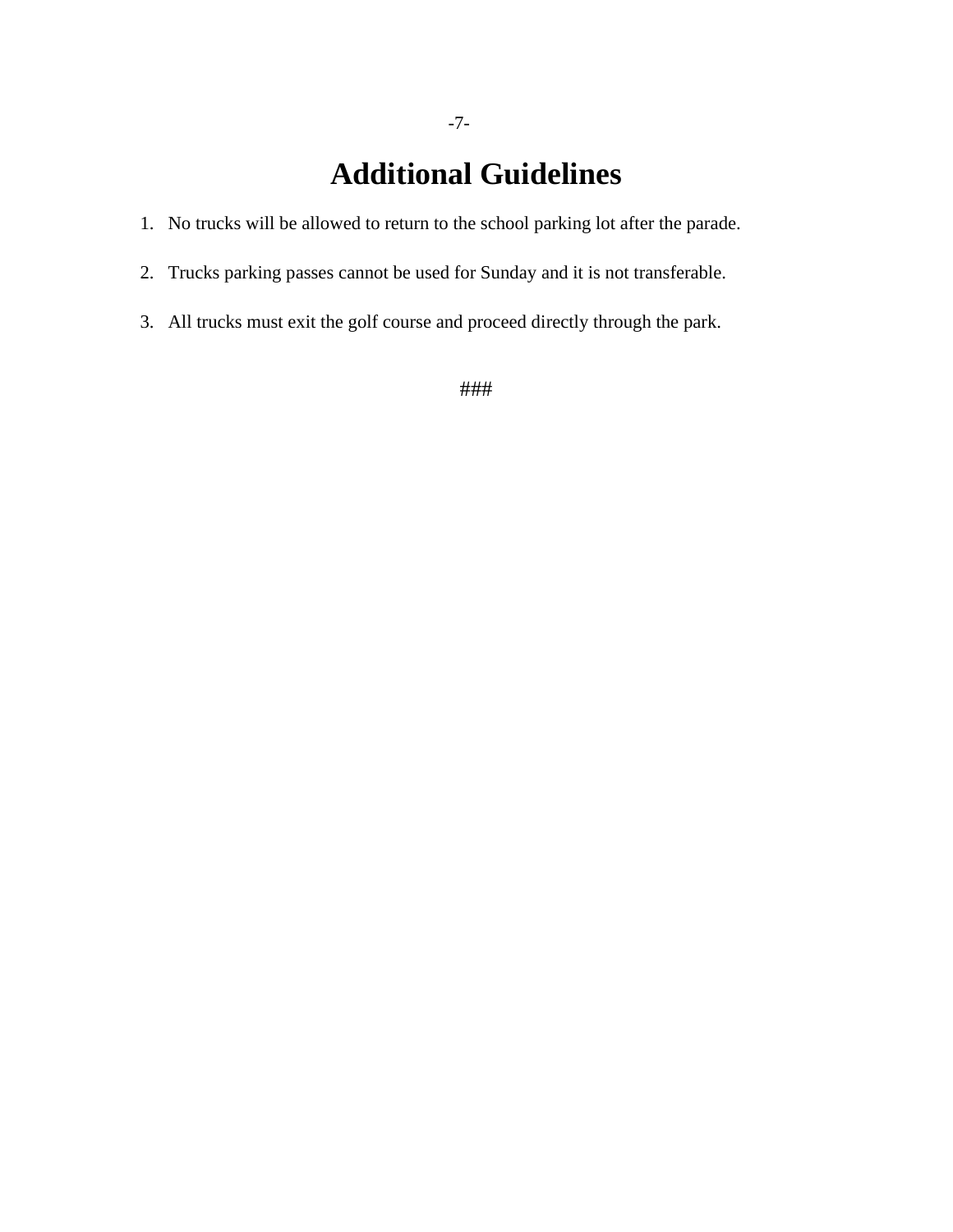# Additional Guidelines

1. No trucks will be allowed to return to the school parking lot after the parade.

2. Trucks parking passes cannot be used for Sunday and it is not transferable.

3. All trucks must exit the golf course and proceed directly through the park.

###